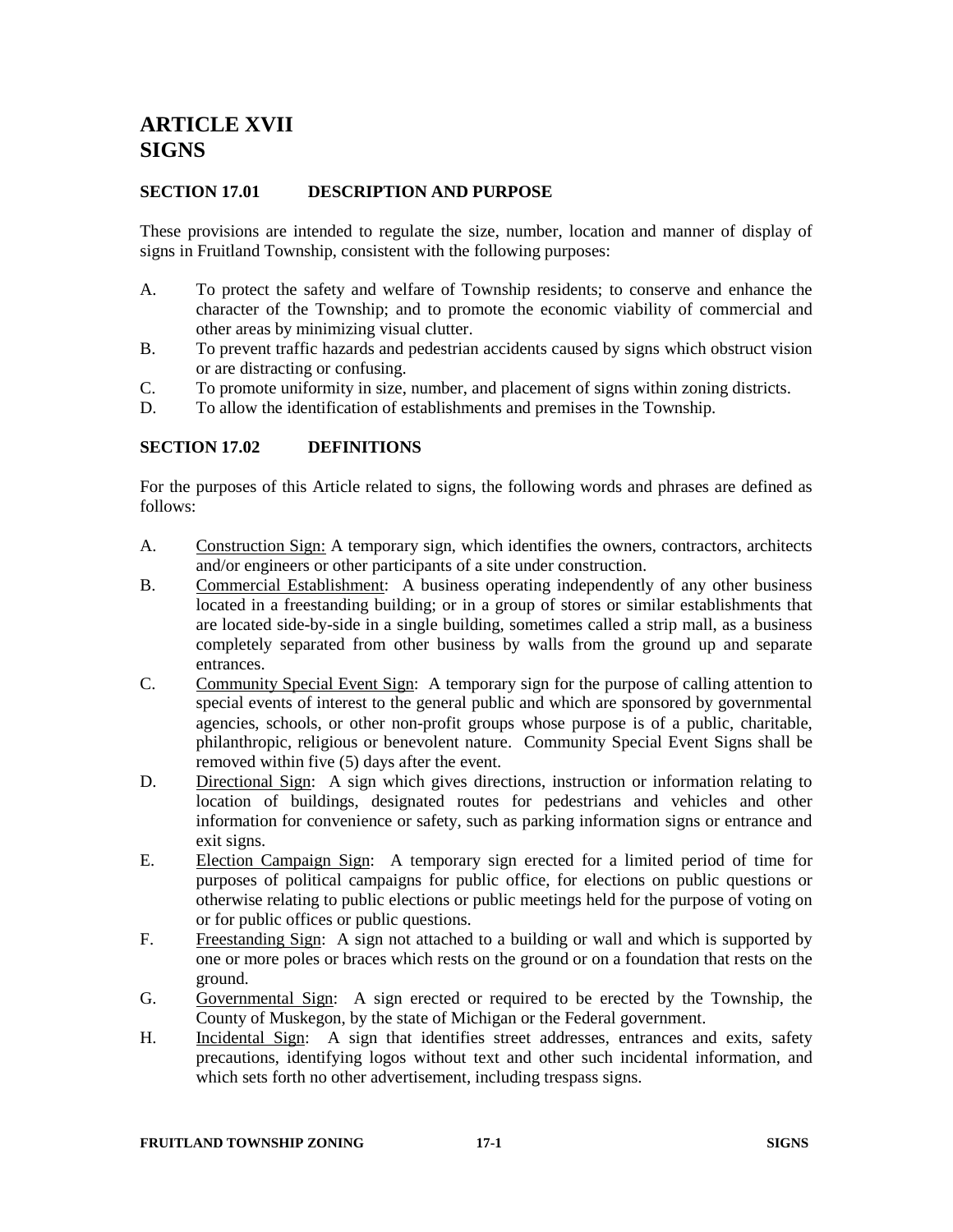# ARTICLE XVII
# SIGNS

## SECTION 17.01 DESCRIPTION AND PURPOSE

These provisions are intended to regulate the size, number, location and manner of display of signs in Fruitland Township, consistent with the following purposes:

A. To protect the safety and welfare of Township residents; to conserve and enhance the character of the Township; and to promote the economic viability of commercial and other areas by minimizing visual clutter.
B. To prevent traffic hazards and pedestrian accidents caused by signs which obstruct vision or are distracting or confusing.
C. To promote uniformity in size, number, and placement of signs within zoning districts.
D. To allow the identification of establishments and premises in the Township.

## SECTION 17.02 DEFINITIONS

For the purposes of this Article related to signs, the following words and phrases are defined as follows:

A. <u>Construction Sign:</u> A temporary sign, which identifies the owners, contractors, architects and/or engineers or other participants of a site under construction.
B. <u>Commercial Establishment</u>: A business operating independently of any other business located in a freestanding building; or in a group of stores or similar establishments that are located side-by-side in a single building, sometimes called a strip mall, as a business completely separated from other business by walls from the ground up and separate entrances.
C. <u>Community Special Event Sign</u>: A temporary sign for the purpose of calling attention to special events of interest to the general public and which are sponsored by governmental agencies, schools, or other non-profit groups whose purpose is of a public, charitable, philanthropic, religious or benevolent nature. Community Special Event Signs shall be removed within five (5) days after the event.
D. <u>Directional Sign</u>: A sign which gives directions, instruction or information relating to location of buildings, designated routes for pedestrians and vehicles and other information for convenience or safety, such as parking information signs or entrance and exit signs.
E. <u>Election Campaign Sign</u>: A temporary sign erected for a limited period of time for purposes of political campaigns for public office, for elections on public questions or otherwise relating to public elections or public meetings held for the purpose of voting on or for public offices or public questions.
F. <u>Freestanding Sign</u>: A sign not attached to a building or wall and which is supported by one or more poles or braces which rests on the ground or on a foundation that rests on the ground.
G. <u>Governmental Sign</u>: A sign erected or required to be erected by the Township, the County of Muskegon, by the state of Michigan or the Federal government.
H. <u>Incidental Sign</u>: A sign that identifies street addresses, entrances and exits, safety precautions, identifying logos without text and other such incidental information, and which sets forth no other advertisement, including trespass signs.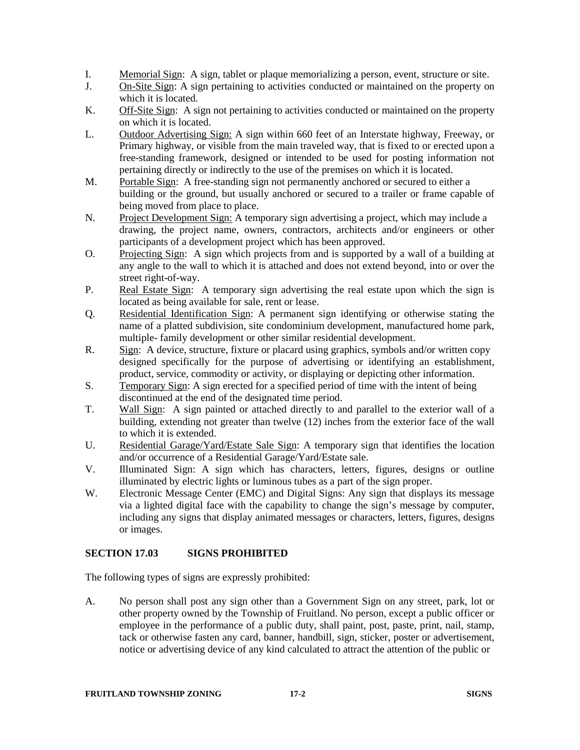I. Memorial Sign: A sign, tablet or plaque memorializing a person, event, structure or site.

J. On-Site Sign: A sign pertaining to activities conducted or maintained on the property on which it is located.

K. Off-Site Sign: A sign not pertaining to activities conducted or maintained on the property on which it is located.

L. Outdoor Advertising Sign: A sign within 660 feet of an Interstate highway, Freeway, or Primary highway, or visible from the main traveled way, that is fixed to or erected upon a free-standing framework, designed or intended to be used for posting information not pertaining directly or indirectly to the use of the premises on which it is located.

M. Portable Sign: A free-standing sign not permanently anchored or secured to either a building or the ground, but usually anchored or secured to a trailer or frame capable of being moved from place to place.

N. Project Development Sign: A temporary sign advertising a project, which may include a drawing, the project name, owners, contractors, architects and/or engineers or other participants of a development project which has been approved.

O. Projecting Sign: A sign which projects from and is supported by a wall of a building at any angle to the wall to which it is attached and does not extend beyond, into or over the street right-of-way.

P. Real Estate Sign: A temporary sign advertising the real estate upon which the sign is located as being available for sale, rent or lease.

Q. Residential Identification Sign: A permanent sign identifying or otherwise stating the name of a platted subdivision, site condominium development, manufactured home park, multiple- family development or other similar residential development.

R. Sign: A device, structure, fixture or placard using graphics, symbols and/or written copy designed specifically for the purpose of advertising or identifying an establishment, product, service, commodity or activity, or displaying or depicting other information.

S. Temporary Sign: A sign erected for a specified period of time with the intent of being discontinued at the end of the designated time period.

T. Wall Sign: A sign painted or attached directly to and parallel to the exterior wall of a building, extending not greater than twelve (12) inches from the exterior face of the wall to which it is extended.

U. Residential Garage/Yard/Estate Sale Sign: A temporary sign that identifies the location and/or occurrence of a Residential Garage/Yard/Estate sale.

V. Illuminated Sign: A sign which has characters, letters, figures, designs or outline illuminated by electric lights or luminous tubes as a part of the sign proper.

W. Electronic Message Center (EMC) and Digital Signs: Any sign that displays its message via a lighted digital face with the capability to change the sign's message by computer, including any signs that display animated messages or characters, letters, figures, designs or images.

## SECTION 17.03 SIGNS PROHIBITED

The following types of signs are expressly prohibited:

A. No person shall post any sign other than a Government Sign on any street, park, lot or other property owned by the Township of Fruitland. No person, except a public officer or employee in the performance of a public duty, shall paint, post, paste, print, nail, stamp, tack or otherwise fasten any card, banner, handbill, sign, sticker, poster or advertisement, notice or advertising device of any kind calculated to attract the attention of the public or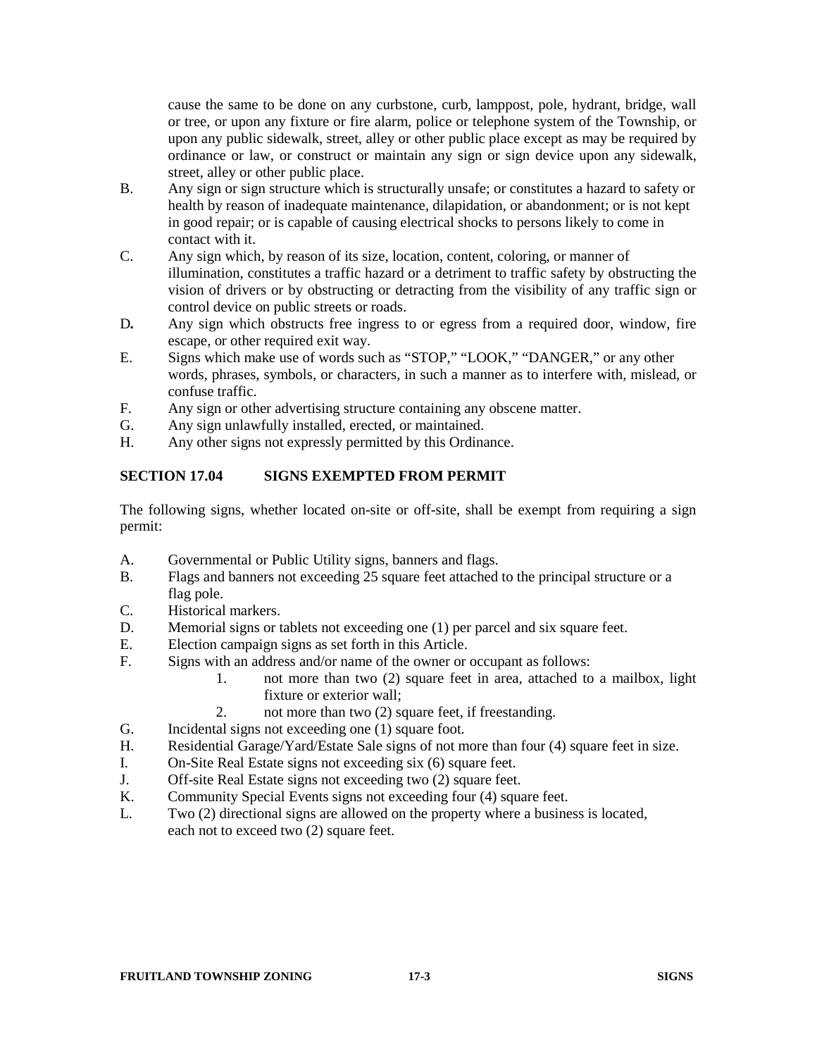cause the same to be done on any curbstone, curb, lamppost, pole, hydrant, bridge, wall or tree, or upon any fixture or fire alarm, police or telephone system of the Township, or upon any public sidewalk, street, alley or other public place except as may be required by ordinance or law, or construct or maintain any sign or sign device upon any sidewalk, street, alley or other public place.

B. Any sign or sign structure which is structurally unsafe; or constitutes a hazard to safety or health by reason of inadequate maintenance, dilapidation, or abandonment; or is not kept in good repair; or is capable of causing electrical shocks to persons likely to come in contact with it.

C. Any sign which, by reason of its size, location, content, coloring, or manner of illumination, constitutes a traffic hazard or a detriment to traffic safety by obstructing the vision of drivers or by obstructing or detracting from the visibility of any traffic sign or control device on public streets or roads.

D. Any sign which obstructs free ingress to or egress from a required door, window, fire escape, or other required exit way.

E. Signs which make use of words such as "STOP," "LOOK," "DANGER," or any other words, phrases, symbols, or characters, in such a manner as to interfere with, mislead, or confuse traffic.

F. Any sign or other advertising structure containing any obscene matter.

G. Any sign unlawfully installed, erected, or maintained.

H. Any other signs not expressly permitted by this Ordinance.

## SECTION 17.04 SIGNS EXEMPTED FROM PERMIT

The following signs, whether located on-site or off-site, shall be exempt from requiring a sign permit:

A. Governmental or Public Utility signs, banners and flags.

B. Flags and banners not exceeding 25 square feet attached to the principal structure or a flag pole.

C. Historical markers.

D. Memorial signs or tablets not exceeding one (1) per parcel and six square feet.

E. Election campaign signs as set forth in this Article.

F. Signs with an address and/or name of the owner or occupant as follows:

   1. not more than two (2) square feet in area, attached to a mailbox, light fixture or exterior wall;
   2. not more than two (2) square feet, if freestanding.

G. Incidental signs not exceeding one (1) square foot.

H. Residential Garage/Yard/Estate Sale signs of not more than four (4) square feet in size.

I. On-Site Real Estate signs not exceeding six (6) square feet.

J. Off-site Real Estate signs not exceeding two (2) square feet.

K. Community Special Events signs not exceeding four (4) square feet.

L. Two (2) directional signs are allowed on the property where a business is located, each not to exceed two (2) square feet.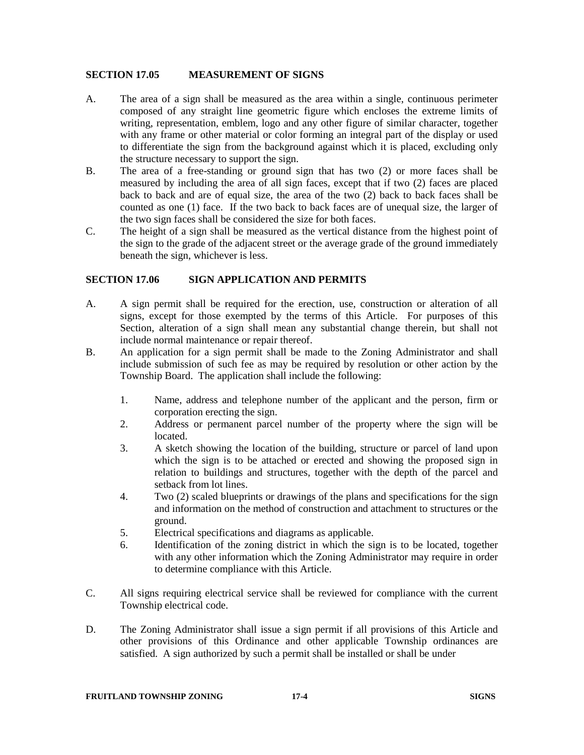## SECTION 17.05 MEASUREMENT OF SIGNS

A. The area of a sign shall be measured as the area within a single, continuous perimeter composed of any straight line geometric figure which encloses the extreme limits of writing, representation, emblem, logo and any other figure of similar character, together with any frame or other material or color forming an integral part of the display or used to differentiate the sign from the background against which it is placed, excluding only the structure necessary to support the sign.

B. The area of a free-standing or ground sign that has two (2) or more faces shall be measured by including the area of all sign faces, except that if two (2) faces are placed back to back and are of equal size, the area of the two (2) back to back faces shall be counted as one (1) face. If the two back to back faces are of unequal size, the larger of the two sign faces shall be considered the size for both faces.

C. The height of a sign shall be measured as the vertical distance from the highest point of the sign to the grade of the adjacent street or the average grade of the ground immediately beneath the sign, whichever is less.

## SECTION 17.06 SIGN APPLICATION AND PERMITS

A. A sign permit shall be required for the erection, use, construction or alteration of all signs, except for those exempted by the terms of this Article. For purposes of this Section, alteration of a sign shall mean any substantial change therein, but shall not include normal maintenance or repair thereof.

B. An application for a sign permit shall be made to the Zoning Administrator and shall include submission of such fee as may be required by resolution or other action by the Township Board. The application shall include the following:

1. Name, address and telephone number of the applicant and the person, firm or corporation erecting the sign.
2. Address or permanent parcel number of the property where the sign will be located.
3. A sketch showing the location of the building, structure or parcel of land upon which the sign is to be attached or erected and showing the proposed sign in relation to buildings and structures, together with the depth of the parcel and setback from lot lines.
4. Two (2) scaled blueprints or drawings of the plans and specifications for the sign and information on the method of construction and attachment to structures or the ground.
5. Electrical specifications and diagrams as applicable.
6. Identification of the zoning district in which the sign is to be located, together with any other information which the Zoning Administrator may require in order to determine compliance with this Article.

C. All signs requiring electrical service shall be reviewed for compliance with the current Township electrical code.

D. The Zoning Administrator shall issue a sign permit if all provisions of this Article and other provisions of this Ordinance and other applicable Township ordinances are satisfied. A sign authorized by such a permit shall be installed or shall be under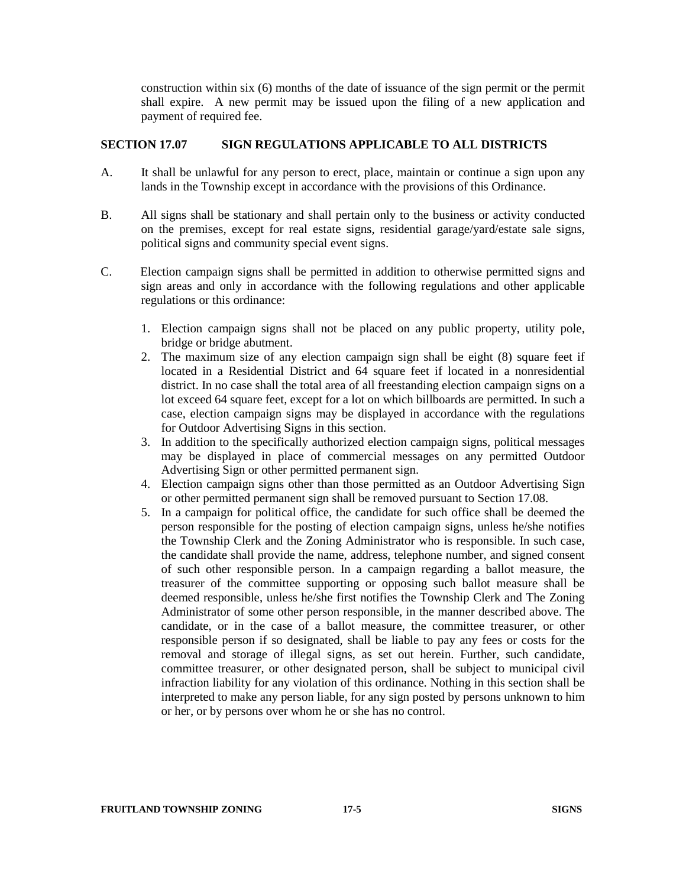construction within six (6) months of the date of issuance of the sign permit or the permit shall expire. A new permit may be issued upon the filing of a new application and payment of required fee.

## SECTION 17.07 SIGN REGULATIONS APPLICABLE TO ALL DISTRICTS

A. It shall be unlawful for any person to erect, place, maintain or continue a sign upon any lands in the Township except in accordance with the provisions of this Ordinance.

B. All signs shall be stationary and shall pertain only to the business or activity conducted on the premises, except for real estate signs, residential garage/yard/estate sale signs, political signs and community special event signs.

C. Election campaign signs shall be permitted in addition to otherwise permitted signs and sign areas and only in accordance with the following regulations and other applicable regulations or this ordinance:

1. Election campaign signs shall not be placed on any public property, utility pole, bridge or bridge abutment.
2. The maximum size of any election campaign sign shall be eight (8) square feet if located in a Residential District and 64 square feet if located in a nonresidential district. In no case shall the total area of all freestanding election campaign signs on a lot exceed 64 square feet, except for a lot on which billboards are permitted. In such a case, election campaign signs may be displayed in accordance with the regulations for Outdoor Advertising Signs in this section.
3. In addition to the specifically authorized election campaign signs, political messages may be displayed in place of commercial messages on any permitted Outdoor Advertising Sign or other permitted permanent sign.
4. Election campaign signs other than those permitted as an Outdoor Advertising Sign or other permitted permanent sign shall be removed pursuant to Section 17.08.
5. In a campaign for political office, the candidate for such office shall be deemed the person responsible for the posting of election campaign signs, unless he/she notifies the Township Clerk and the Zoning Administrator who is responsible. In such case, the candidate shall provide the name, address, telephone number, and signed consent of such other responsible person. In a campaign regarding a ballot measure, the treasurer of the committee supporting or opposing such ballot measure shall be deemed responsible, unless he/she first notifies the Township Clerk and The Zoning Administrator of some other person responsible, in the manner described above. The candidate, or in the case of a ballot measure, the committee treasurer, or other responsible person if so designated, shall be liable to pay any fees or costs for the removal and storage of illegal signs, as set out herein. Further, such candidate, committee treasurer, or other designated person, shall be subject to municipal civil infraction liability for any violation of this ordinance. Nothing in this section shall be interpreted to make any person liable, for any sign posted by persons unknown to him or her, or by persons over whom he or she has no control.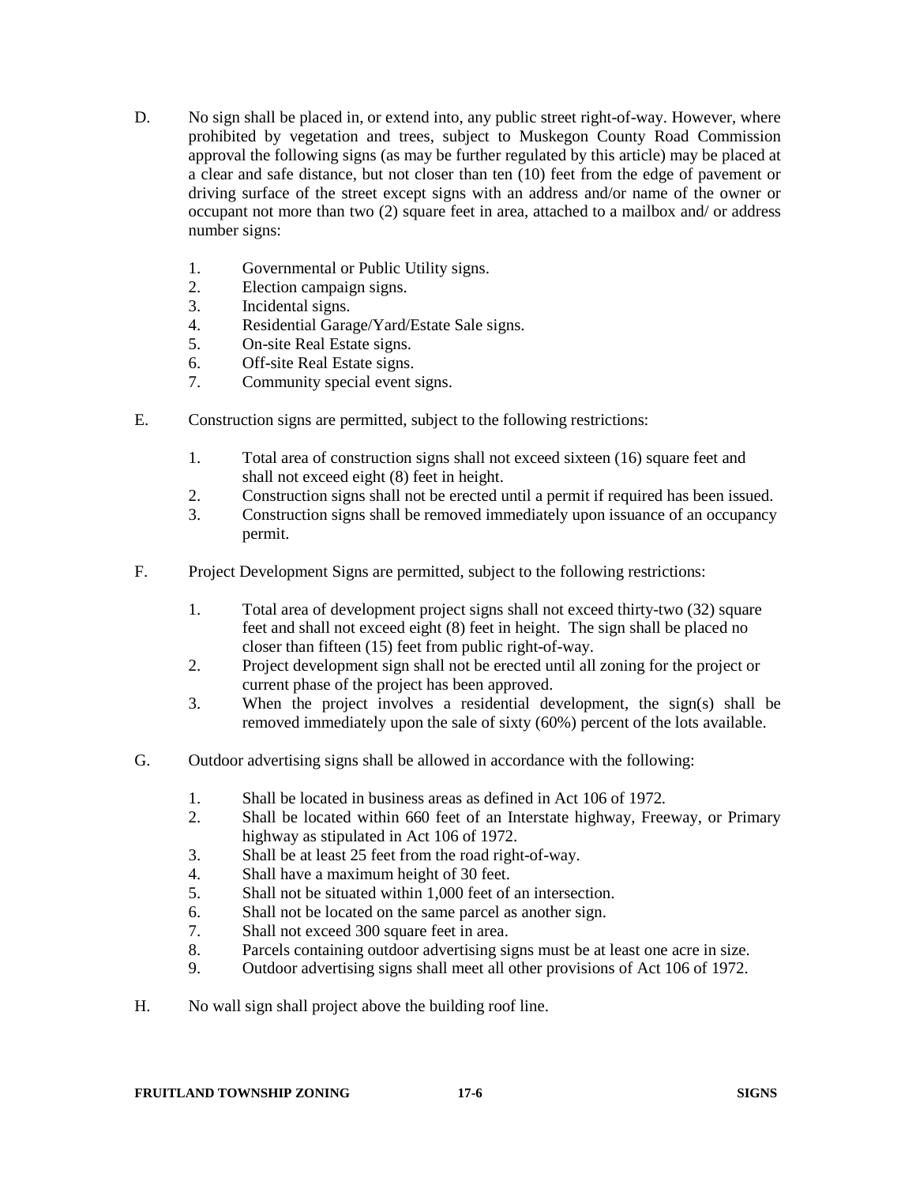D. No sign shall be placed in, or extend into, any public street right-of-way. However, where prohibited by vegetation and trees, subject to Muskegon County Road Commission approval the following signs (as may be further regulated by this article) may be placed at a clear and safe distance, but not closer than ten (10) feet from the edge of pavement or driving surface of the street except signs with an address and/or name of the owner or occupant not more than two (2) square feet in area, attached to a mailbox and/ or address number signs:

   1. Governmental or Public Utility signs.
   2. Election campaign signs.
   3. Incidental signs.
   4. Residential Garage/Yard/Estate Sale signs.
   5. On-site Real Estate signs.
   6. Off-site Real Estate signs.
   7. Community special event signs.

E. Construction signs are permitted, subject to the following restrictions:

   1. Total area of construction signs shall not exceed sixteen (16) square feet and shall not exceed eight (8) feet in height.
   2. Construction signs shall not be erected until a permit if required has been issued.
   3. Construction signs shall be removed immediately upon issuance of an occupancy permit.

F. Project Development Signs are permitted, subject to the following restrictions:

   1. Total area of development project signs shall not exceed thirty-two (32) square feet and shall not exceed eight (8) feet in height. The sign shall be placed no closer than fifteen (15) feet from public right-of-way.
   2. Project development sign shall not be erected until all zoning for the project or current phase of the project has been approved.
   3. When the project involves a residential development, the sign(s) shall be removed immediately upon the sale of sixty (60%) percent of the lots available.

G. Outdoor advertising signs shall be allowed in accordance with the following:

   1. Shall be located in business areas as defined in Act 106 of 1972.
   2. Shall be located within 660 feet of an Interstate highway, Freeway, or Primary highway as stipulated in Act 106 of 1972.
   3. Shall be at least 25 feet from the road right-of-way.
   4. Shall have a maximum height of 30 feet.
   5. Shall not be situated within 1,000 feet of an intersection.
   6. Shall not be located on the same parcel as another sign.
   7. Shall not exceed 300 square feet in area.
   8. Parcels containing outdoor advertising signs must be at least one acre in size.
   9. Outdoor advertising signs shall meet all other provisions of Act 106 of 1972.

H. No wall sign shall project above the building roof line.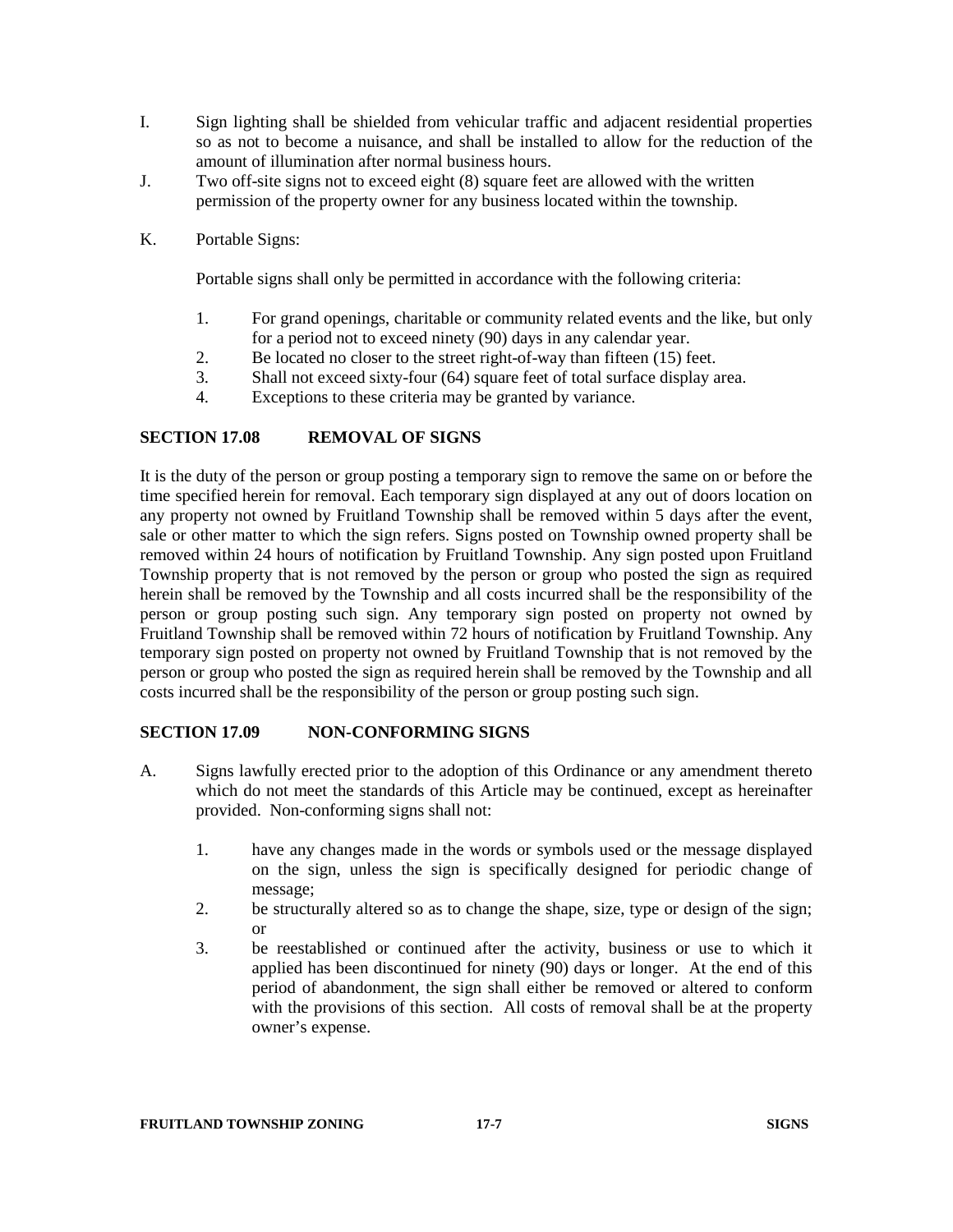I. Sign lighting shall be shielded from vehicular traffic and adjacent residential properties so as not to become a nuisance, and shall be installed to allow for the reduction of the amount of illumination after normal business hours.

J. Two off-site signs not to exceed eight (8) square feet are allowed with the written permission of the property owner for any business located within the township.

K. Portable Signs:

   Portable signs shall only be permitted in accordance with the following criteria:

   1. For grand openings, charitable or community related events and the like, but only for a period not to exceed ninety (90) days in any calendar year.
   2. Be located no closer to the street right-of-way than fifteen (15) feet.
   3. Shall not exceed sixty-four (64) square feet of total surface display area.
   4. Exceptions to these criteria may be granted by variance.

## SECTION 17.08 REMOVAL OF SIGNS

It is the duty of the person or group posting a temporary sign to remove the same on or before the time specified herein for removal. Each temporary sign displayed at any out of doors location on any property not owned by Fruitland Township shall be removed within 5 days after the event, sale or other matter to which the sign refers. Signs posted on Township owned property shall be removed within 24 hours of notification by Fruitland Township. Any sign posted upon Fruitland Township property that is not removed by the person or group who posted the sign as required herein shall be removed by the Township and all costs incurred shall be the responsibility of the person or group posting such sign. Any temporary sign posted on property not owned by Fruitland Township shall be removed within 72 hours of notification by Fruitland Township. Any temporary sign posted on property not owned by Fruitland Township that is not removed by the person or group who posted the sign as required herein shall be removed by the Township and all costs incurred shall be the responsibility of the person or group posting such sign.

## SECTION 17.09 NON-CONFORMING SIGNS

A. Signs lawfully erected prior to the adoption of this Ordinance or any amendment thereto which do not meet the standards of this Article may be continued, except as hereinafter provided. Non-conforming signs shall not:

   1. have any changes made in the words or symbols used or the message displayed on the sign, unless the sign is specifically designed for periodic change of message;
   2. be structurally altered so as to change the shape, size, type or design of the sign; or
   3. be reestablished or continued after the activity, business or use to which it applied has been discontinued for ninety (90) days or longer. At the end of this period of abandonment, the sign shall either be removed or altered to conform with the provisions of this section. All costs of removal shall be at the property owner's expense.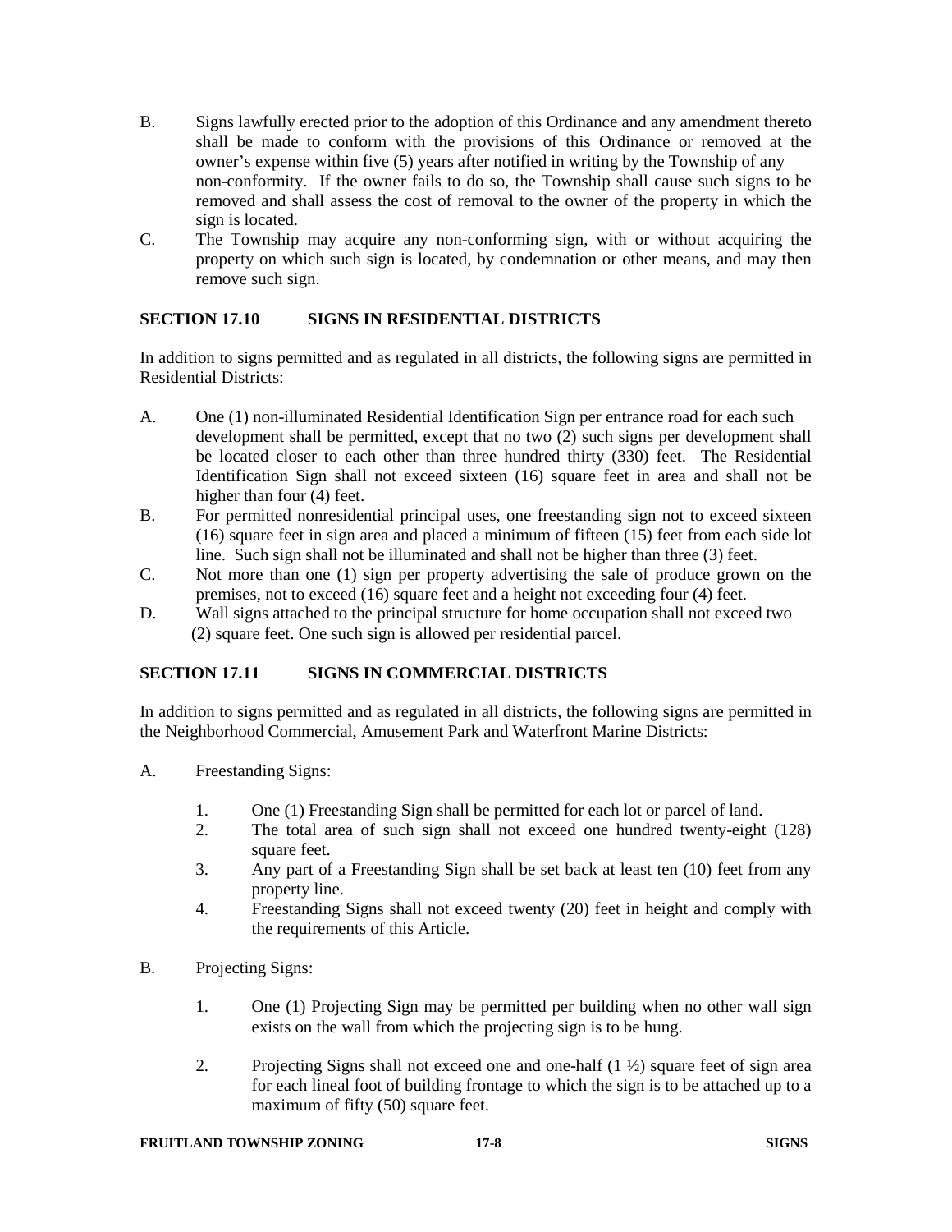B. Signs lawfully erected prior to the adoption of this Ordinance and any amendment thereto shall be made to conform with the provisions of this Ordinance or removed at the owner's expense within five (5) years after notified in writing by the Township of any non-conformity. If the owner fails to do so, the Township shall cause such signs to be removed and shall assess the cost of removal to the owner of the property in which the sign is located.

C. The Township may acquire any non-conforming sign, with or without acquiring the property on which such sign is located, by condemnation or other means, and may then remove such sign.

## SECTION 17.10 SIGNS IN RESIDENTIAL DISTRICTS

In addition to signs permitted and as regulated in all districts, the following signs are permitted in Residential Districts:

A. One (1) non-illuminated Residential Identification Sign per entrance road for each such development shall be permitted, except that no two (2) such signs per development shall be located closer to each other than three hundred thirty (330) feet. The Residential Identification Sign shall not exceed sixteen (16) square feet in area and shall not be higher than four (4) feet.

B. For permitted nonresidential principal uses, one freestanding sign not to exceed sixteen (16) square feet in sign area and placed a minimum of fifteen (15) feet from each side lot line. Such sign shall not be illuminated and shall not be higher than three (3) feet.

C. Not more than one (1) sign per property advertising the sale of produce grown on the premises, not to exceed (16) square feet and a height not exceeding four (4) feet.

D. Wall signs attached to the principal structure for home occupation shall not exceed two (2) square feet. One such sign is allowed per residential parcel.

## SECTION 17.11 SIGNS IN COMMERCIAL DISTRICTS

In addition to signs permitted and as regulated in all districts, the following signs are permitted in the Neighborhood Commercial, Amusement Park and Waterfront Marine Districts:

A. Freestanding Signs:

1. One (1) Freestanding Sign shall be permitted for each lot or parcel of land.
2. The total area of such sign shall not exceed one hundred twenty-eight (128) square feet.
3. Any part of a Freestanding Sign shall be set back at least ten (10) feet from any property line.
4. Freestanding Signs shall not exceed twenty (20) feet in height and comply with the requirements of this Article.

B. Projecting Signs:

1. One (1) Projecting Sign may be permitted per building when no other wall sign exists on the wall from which the projecting sign is to be hung.

2. Projecting Signs shall not exceed one and one-half (1 ½) square feet of sign area for each lineal foot of building frontage to which the sign is to be attached up to a maximum of fifty (50) square feet.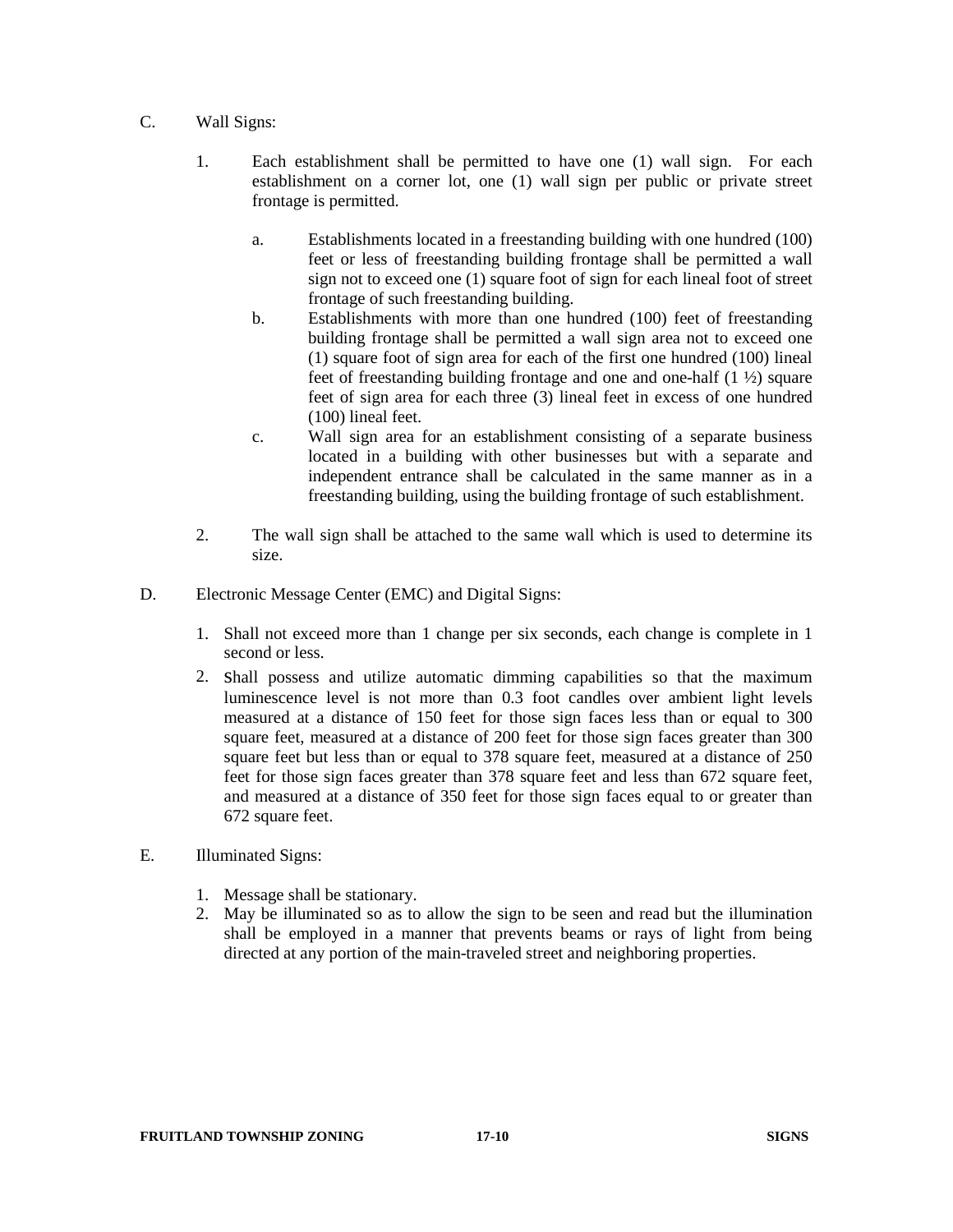C. Wall Signs:

1. Each establishment shall be permitted to have one (1) wall sign. For each establishment on a corner lot, one (1) wall sign per public or private street frontage is permitted.

   a. Establishments located in a freestanding building with one hundred (100) feet or less of freestanding building frontage shall be permitted a wall sign not to exceed one (1) square foot of sign for each lineal foot of street frontage of such freestanding building.

   b. Establishments with more than one hundred (100) feet of freestanding building frontage shall be permitted a wall sign area not to exceed one (1) square foot of sign area for each of the first one hundred (100) lineal feet of freestanding building frontage and one and one-half (1 ½) square feet of sign area for each three (3) lineal feet in excess of one hundred (100) lineal feet.

   c. Wall sign area for an establishment consisting of a separate business located in a building with other businesses but with a separate and independent entrance shall be calculated in the same manner as in a freestanding building, using the building frontage of such establishment.

2. The wall sign shall be attached to the same wall which is used to determine its size.

D. Electronic Message Center (EMC) and Digital Signs:

1. Shall not exceed more than 1 change per six seconds, each change is complete in 1 second or less.
2. Shall possess and utilize automatic dimming capabilities so that the maximum luminescence level is not more than 0.3 foot candles over ambient light levels measured at a distance of 150 feet for those sign faces less than or equal to 300 square feet, measured at a distance of 200 feet for those sign faces greater than 300 square feet but less than or equal to 378 square feet, measured at a distance of 250 feet for those sign faces greater than 378 square feet and less than 672 square feet, and measured at a distance of 350 feet for those sign faces equal to or greater than 672 square feet.

E. Illuminated Signs:

1. Message shall be stationary.
2. May be illuminated so as to allow the sign to be seen and read but the illumination shall be employed in a manner that prevents beams or rays of light from being directed at any portion of the main-traveled street and neighboring properties.